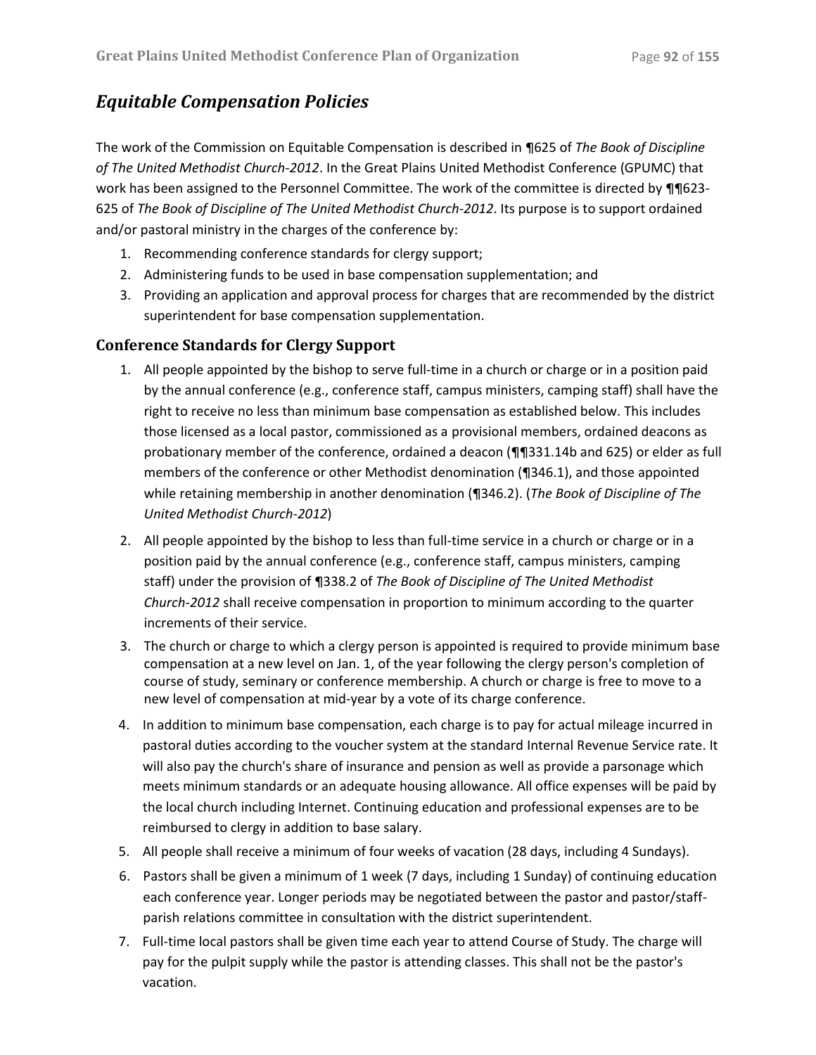## *Equitable Compensation Policies*

The work of the Commission on Equitable Compensation is described in ¶625 of *The Book of Discipline of The United Methodist Church-2012*. In the Great Plains United Methodist Conference (GPUMC) that work has been assigned to the Personnel Committee. The work of the committee is directed by ¶¶623-625 of *The Book of Discipline of The United Methodist Church-2012*. Its purpose is to support ordained and/or pastoral ministry in the charges of the conference by:

1. Recommending conference standards for clergy support;
2. Administering funds to be used in base compensation supplementation; and
3. Providing an application and approval process for charges that are recommended by the district superintendent for base compensation supplementation.

### Conference Standards for Clergy Support

1. All people appointed by the bishop to serve full-time in a church or charge or in a position paid by the annual conference (e.g., conference staff, campus ministers, camping staff) shall have the right to receive no less than minimum base compensation as established below. This includes those licensed as a local pastor, commissioned as a provisional members, ordained deacons as probationary member of the conference, ordained a deacon (¶¶331.14b and 625) or elder as full members of the conference or other Methodist denomination (¶346.1), and those appointed while retaining membership in another denomination (¶346.2). (*The Book of Discipline of The United Methodist Church-2012*)
2. All people appointed by the bishop to less than full-time service in a church or charge or in a position paid by the annual conference (e.g., conference staff, campus ministers, camping staff) under the provision of ¶338.2 of *The Book of Discipline of The United Methodist Church-2012* shall receive compensation in proportion to minimum according to the quarter increments of their service.
3. The church or charge to which a clergy person is appointed is required to provide minimum base compensation at a new level on Jan. 1, of the year following the clergy person's completion of course of study, seminary or conference membership. A church or charge is free to move to a new level of compensation at mid-year by a vote of its charge conference.
4. In addition to minimum base compensation, each charge is to pay for actual mileage incurred in pastoral duties according to the voucher system at the standard Internal Revenue Service rate. It will also pay the church's share of insurance and pension as well as provide a parsonage which meets minimum standards or an adequate housing allowance. All office expenses will be paid by the local church including Internet. Continuing education and professional expenses are to be reimbursed to clergy in addition to base salary.
5. All people shall receive a minimum of four weeks of vacation (28 days, including 4 Sundays).
6. Pastors shall be given a minimum of 1 week (7 days, including 1 Sunday) of continuing education each conference year. Longer periods may be negotiated between the pastor and pastor/staff-parish relations committee in consultation with the district superintendent.
7. Full-time local pastors shall be given time each year to attend Course of Study. The charge will pay for the pulpit supply while the pastor is attending classes. This shall not be the pastor's vacation.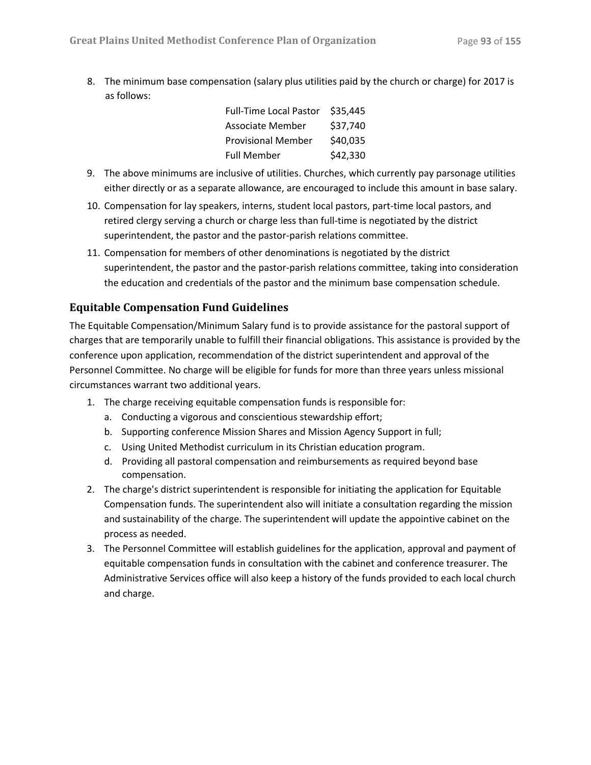8. The minimum base compensation (salary plus utilities paid by the church or charge) for 2017 is as follows:

| | |
|---|---|
| Full-Time Local Pastor | $35,445 |
| Associate Member | $37,740 |
| Provisional Member | $40,035 |
| Full Member | $42,330 |

9. The above minimums are inclusive of utilities. Churches, which currently pay parsonage utilities either directly or as a separate allowance, are encouraged to include this amount in base salary.
10. Compensation for lay speakers, interns, student local pastors, part-time local pastors, and retired clergy serving a church or charge less than full-time is negotiated by the district superintendent, the pastor and the pastor-parish relations committee.
11. Compensation for members of other denominations is negotiated by the district superintendent, the pastor and the pastor-parish relations committee, taking into consideration the education and credentials of the pastor and the minimum base compensation schedule.

## Equitable Compensation Fund Guidelines

The Equitable Compensation/Minimum Salary fund is to provide assistance for the pastoral support of charges that are temporarily unable to fulfill their financial obligations. This assistance is provided by the conference upon application, recommendation of the district superintendent and approval of the Personnel Committee. No charge will be eligible for funds for more than three years unless missional circumstances warrant two additional years.

1. The charge receiving equitable compensation funds is responsible for:
   a. Conducting a vigorous and conscientious stewardship effort;
   b. Supporting conference Mission Shares and Mission Agency Support in full;
   c. Using United Methodist curriculum in its Christian education program.
   d. Providing all pastoral compensation and reimbursements as required beyond base compensation.
2. The charge's district superintendent is responsible for initiating the application for Equitable Compensation funds. The superintendent also will initiate a consultation regarding the mission and sustainability of the charge. The superintendent will update the appointive cabinet on the process as needed.
3. The Personnel Committee will establish guidelines for the application, approval and payment of equitable compensation funds in consultation with the cabinet and conference treasurer. The Administrative Services office will also keep a history of the funds provided to each local church and charge.